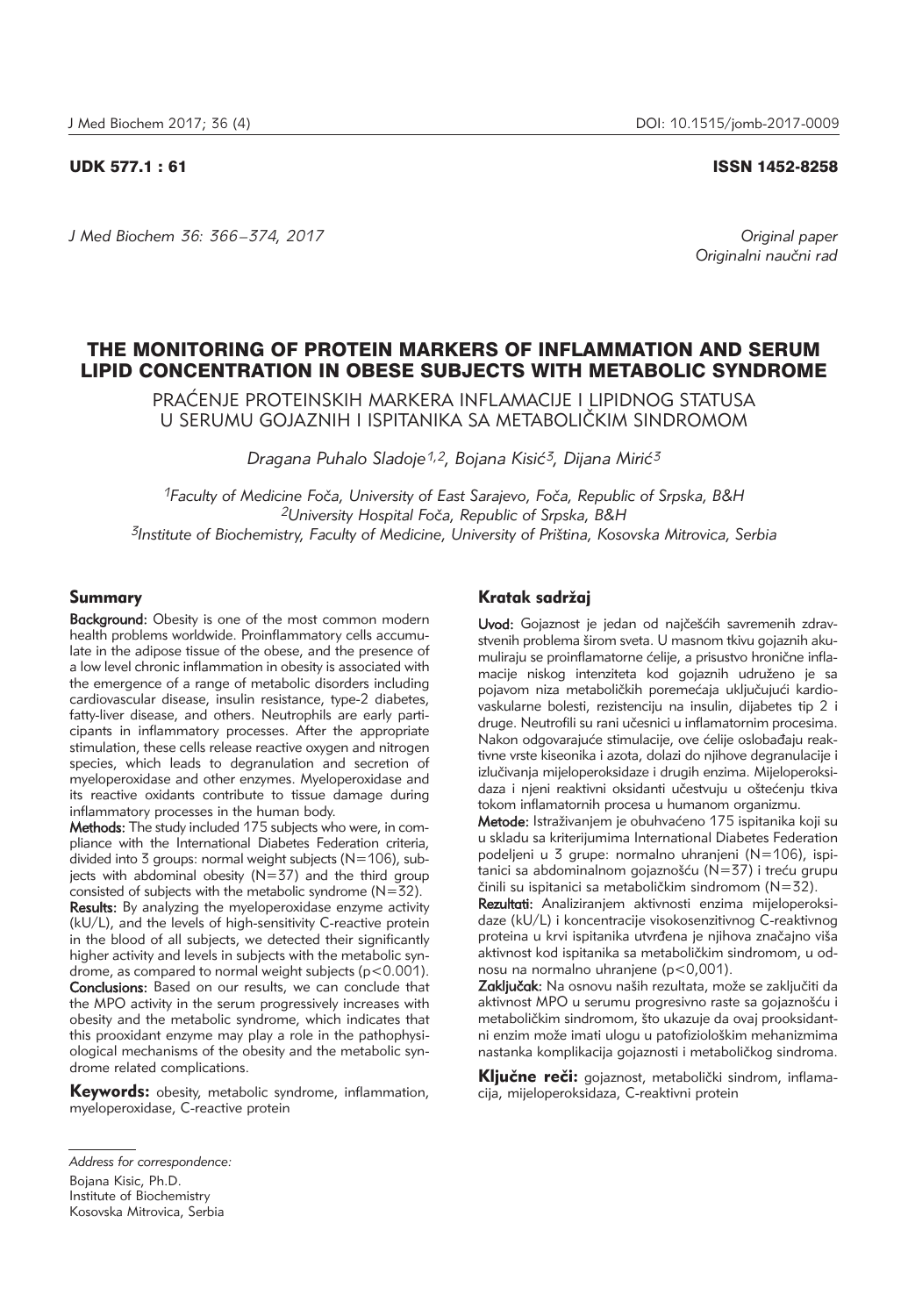UDK 577.1 : 61 ISSN 1452-8258

*Original paper*
*Originalni naučni rad*

# THE MONITORING OF PROTEIN MARKERS OF INFLAMMATION AND SERUM LIPID CONCENTRATION IN OBESE SUBJECTS WITH METABOLIC SYNDROME

## PRAĆENJE PROTEINSKIH MARKERA INFLAMACIJE I LIPIDNOG STATUSA U SERUMU GOJAZNIH I ISPITANIKA SA METABOLIČKIM SINDROMOM

*Dragana Puhalo Sladoje[1,2], Bojana Kisić[3], Dijana Mirić[3]*

[1]Faculty of Medicine Foča, University of East Sarajevo, Foča, Republic of Srpska, B&H
[2]University Hospital Foča, Republic of Srpska, B&H
[3]Institute of Biochemistry, Faculty of Medicine, University of Priština, Kosovska Mitrovica, Serbia

### Summary

**Background:** Obesity is one of the most common modern health problems worldwide. Proinflammatory cells accumulate in the adipose tissue of the obese, and the presence of a low level chronic inflammation in obesity is associated with the emergence of a range of metabolic disorders including cardiovascular disease, insulin resistance, type-2 diabetes, fatty-liver disease, and others. Neutrophils are early participants in inflammatory processes. After the appropriate stimulation, these cells release reactive oxygen and nitrogen species, which leads to degranulation and secretion of myeloperoxidase and other enzymes. Myeloperoxidase and its reactive oxidants contribute to tissue damage during inflammatory processes in the human body.

**Methods:** The study included 175 subjects who were, in compliance with the International Diabetes Federation criteria, divided into 3 groups: normal weight subjects (N=106), subjects with abdominal obesity (N=37) and the third group consisted of subjects with the metabolic syndrome (N=32).

**Results:** By analyzing the myeloperoxidase enzyme activity (kU/L), and the levels of high-sensitivity C-reactive protein in the blood of all subjects, we detected their significantly higher activity and levels in subjects with the metabolic syndrome, as compared to normal weight subjects ($p<0.001$).

**Conclusions:** Based on our results, we can conclude that the MPO activity in the serum progressively increases with obesity and the metabolic syndrome, which indicates that this prooxidant enzyme may play a role in the pathophysiological mechanisms of the obesity and the metabolic syndrome related complications.

**Keywords:** obesity, metabolic syndrome, inflammation, myeloperoxidase, C-reactive protein

### Kratak sadržaj

**Uvod:** Gojaznost je jedan od najčešćih savremenih zdravstvenih problema širom sveta. U masnom tkivu gojaznih akumuliraju se proinflamatorne ćelije, a prisustvo hronične inflamacije niskog intenziteta kod gojaznih udruženo je sa pojavom niza metaboličkih poremećaja uključujući kardiovaskularne bolesti, rezistenciju na insulin, dijabetes tip 2 i druge. Neutrofili su rani učesnici u inflamatornim procesima. Nakon odgovarajuće stimulacije, ove ćelije oslobađaju reaktivne vrste kiseonika i azota, dolazi do njihove degranulacije i izlučivanja mijeloperoksidaze i drugih enzima. Mijeloperoksidaza i njeni reaktivni oksidanti učestvuju u oštećenju tkiva tokom inflamatornih procesa u humanom organizmu.

**Metode:** Istraživanjem je obuhvaćeno 175 ispitanika koji su u skladu sa kriterijumima International Diabetes Federation podeljeni u 3 grupe: normalno uhranjeni (N=106), ispitanici sa abdominalnom gojaznošću (N=37) i treću grupu činili su ispitanici sa metaboličkim sindromom (N=32).

**Rezultati:** Analiziranjem aktivnosti enzima mijeloperoksidaze (kU/L) i koncentracije visokosenzitivnog C-reaktivnog proteina u krvi ispitanika utvrđena je njihova značajno viša aktivnost kod ispitanika sa metaboličkim sindromom, u odnosu na normalno uhranjene ($p<0,001$).

**Zaključak:** Na osnovu naših rezultata, može se zaključiti da aktivnost MPO u serumu progresivno raste sa gojaznošću i metaboličkim sindromom, što ukazuje da ovaj prooksidantni enzim može imati ulogu u patofiziološkim mehanizmima nastanka komplikacija gojaznosti i metaboličkog sindroma.

**Ključne reči:** gojaznost, metabolički sindrom, inflamacija, mijeloperoksidaza, C-reaktivni protein

*Address for correspondence:*
Bojana Kisic, Ph.D.
Institute of Biochemistry
Kosovska Mitrovica, Serbia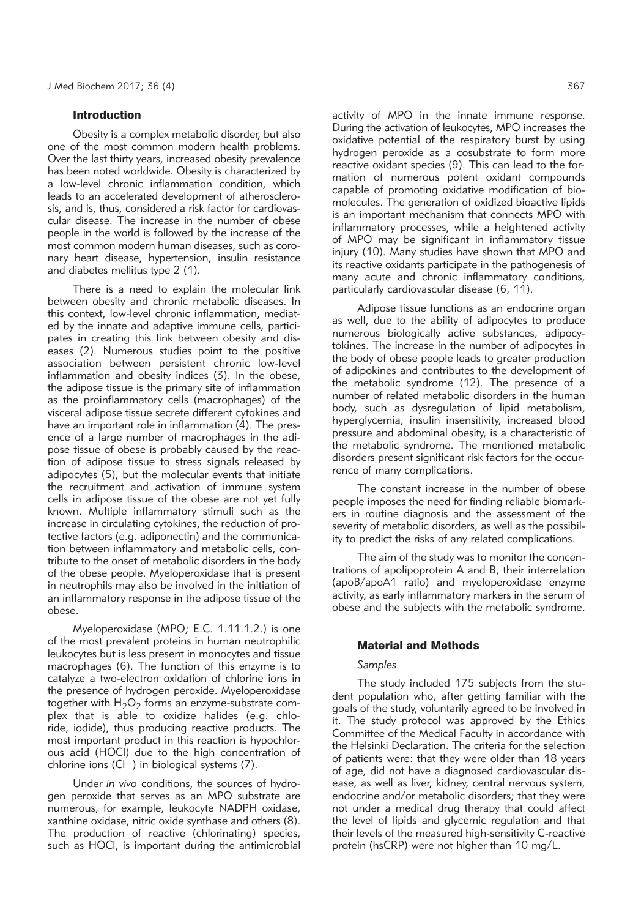## Introduction

Obesity is a complex metabolic disorder, but also one of the most common modern health problems. Over the last thirty years, increased obesity prevalence has been noted worldwide. Obesity is characterized by a low-level chronic inflammation condition, which leads to an accelerated development of atherosclerosis, and is, thus, considered a risk factor for cardiovascular disease. The increase in the number of obese people in the world is followed by the increase of the most common modern human diseases, such as coronary heart disease, hypertension, insulin resistance and diabetes mellitus type 2 (1).

There is a need to explain the molecular link between obesity and chronic metabolic diseases. In this context, low-level chronic inflammation, mediated by the innate and adaptive immune cells, participates in creating this link between obesity and diseases (2). Numerous studies point to the positive association between persistent chronic low-level inflammation and obesity indices (3). In the obese, the adipose tissue is the primary site of inflammation as the proinflammatory cells (macrophages) of the visceral adipose tissue secrete different cytokines and have an important role in inflammation (4). The presence of a large number of macrophages in the adipose tissue of obese is probably caused by the reaction of adipose tissue to stress signals released by adipocytes (5), but the molecular events that initiate the recruitment and activation of immune system cells in adipose tissue of the obese are not yet fully known. Multiple inflammatory stimuli such as the increase in circulating cytokines, the reduction of protective factors (e.g. adiponectin) and the communication between inflammatory and metabolic cells, contribute to the onset of metabolic disorders in the body of the obese people. Myeloperoxidase that is present in neutrophils may also be involved in the initiation of an inflammatory response in the adipose tissue of the obese.

Myeloperoxidase (MPO; E.C. 1.11.1.2.) is one of the most prevalent proteins in human neutrophilic leukocytes but is less present in monocytes and tissue macrophages (6). The function of this enzyme is to catalyze a two-electron oxidation of chlorine ions in the presence of hydrogen peroxide. Myeloperoxidase together with $H_2O_2$ forms an enzyme-substrate complex that is able to oxidize halides (e.g. chloride, iodide), thus producing reactive products. The most important product in this reaction is hypochlorous acid (HOCl) due to the high concentration of chlorine ions ($Cl^-$) in biological systems (7).

Under *in vivo* conditions, the sources of hydrogen peroxide that serves as an MPO substrate are numerous, for example, leukocyte NADPH oxidase, xanthine oxidase, nitric oxide synthase and others (8). The production of reactive (chlorinating) species, such as HOCl, is important during the antimicrobial activity of MPO in the innate immune response. During the activation of leukocytes, MPO increases the oxidative potential of the respiratory burst by using hydrogen peroxide as a cosubstrate to form more reactive oxidant species (9). This can lead to the formation of numerous potent oxidant compounds capable of promoting oxidative modification of biomolecules. The generation of oxidized bioactive lipids is an important mechanism that connects MPO with inflammatory processes, while a heightened activity of MPO may be significant in inflammatory tissue injury (10). Many studies have shown that MPO and its reactive oxidants participate in the pathogenesis of many acute and chronic inflammatory conditions, particularly cardiovascular disease (6, 11).

Adipose tissue functions as an endocrine organ as well, due to the ability of adipocytes to produce numerous biologically active substances, adipocytokines. The increase in the number of adipocytes in the body of obese people leads to greater production of adipokines and contributes to the development of the metabolic syndrome (12). The presence of a number of related metabolic disorders in the human body, such as dysregulation of lipid metabolism, hyperglycemia, insulin insensitivity, increased blood pressure and abdominal obesity, is a characteristic of the metabolic syndrome. The mentioned metabolic disorders present significant risk factors for the occurrence of many complications.

The constant increase in the number of obese people imposes the need for finding reliable biomarkers in routine diagnosis and the assessment of the severity of metabolic disorders, as well as the possibility to predict the risks of any related complications.

The aim of the study was to monitor the concentrations of apolipoprotein A and B, their interrelation (apoB/apoA1 ratio) and myeloperoxidase enzyme activity, as early inflammatory markers in the serum of obese and the subjects with the metabolic syndrome.

## Material and Methods

### *Samples*

The study included 175 subjects from the student population who, after getting familiar with the goals of the study, voluntarily agreed to be involved in it. The study protocol was approved by the Ethics Committee of the Medical Faculty in accordance with the Helsinki Declaration. The criteria for the selection of patients were: that they were older than 18 years of age, did not have a diagnosed cardiovascular disease, as well as liver, kidney, central nervous system, endocrine and/or metabolic disorders; that they were not under a medical drug therapy that could affect the level of lipids and glycemic regulation and that their levels of the measured high-sensitivity C-reactive protein (hsCRP) were not higher than 10 mg/L.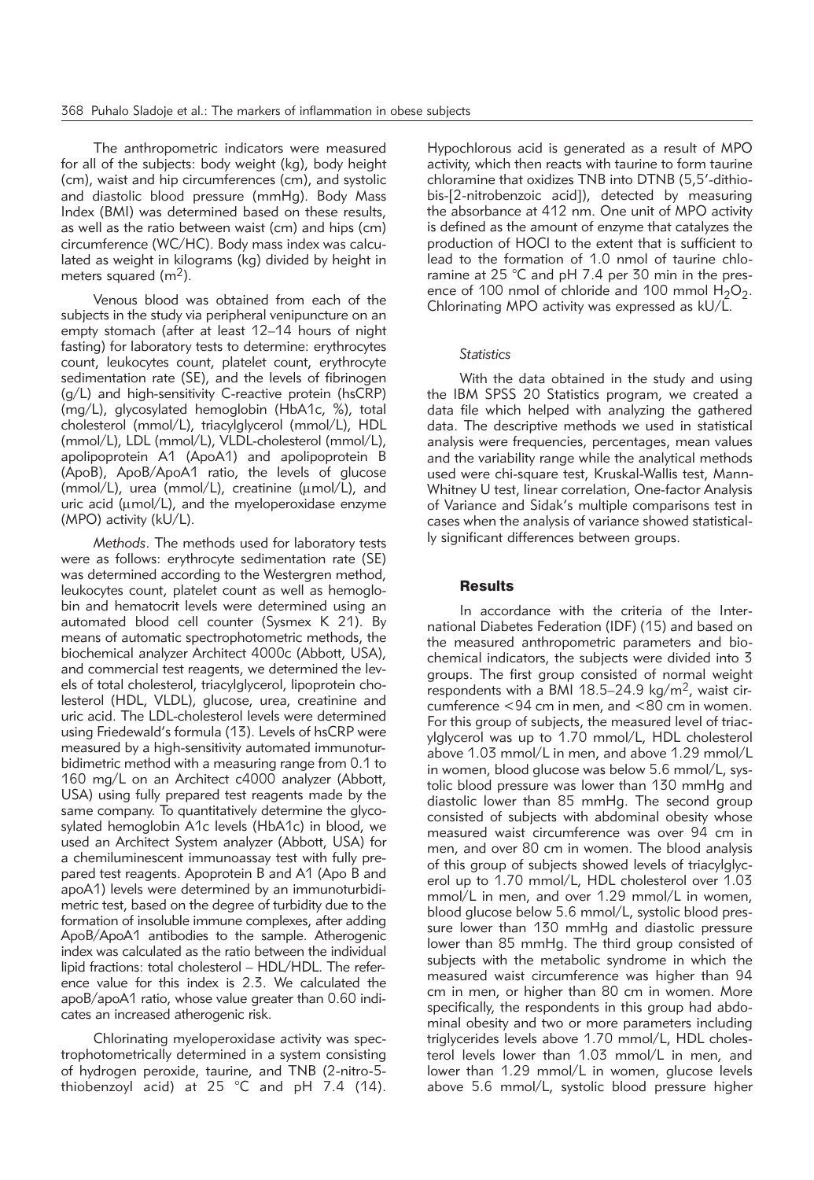The anthropometric indicators were measured for all of the subjects: body weight (kg), body height (cm), waist and hip circumferences (cm), and systolic and diastolic blood pressure (mmHg). Body Mass Index (BMI) was determined based on these results, as well as the ratio between waist (cm) and hips (cm) circumference (WC/HC). Body mass index was calculated as weight in kilograms (kg) divided by height in meters squared ($m^2$).

Venous blood was obtained from each of the subjects in the study via peripheral venipuncture on an empty stomach (after at least 12–14 hours of night fasting) for laboratory tests to determine: erythrocytes count, leukocytes count, platelet count, erythrocyte sedimentation rate (SE), and the levels of fibrinogen (g/L) and high-sensitivity C-reactive protein (hsCRP) (mg/L), glycosylated hemoglobin (HbA1c, %), total cholesterol (mmol/L), triacylglycerol (mmol/L), HDL (mmol/L), LDL (mmol/L), VLDL-cholesterol (mmol/L), apolipoprotein A1 (ApoA1) and apolipoprotein B (ApoB), ApoB/ApoA1 ratio, the levels of glucose (mmol/L), urea (mmol/L), creatinine (μmol/L), and uric acid (μmol/L), and the myeloperoxidase enzyme (MPO) activity (kU/L).

*Methods*. The methods used for laboratory tests were as follows: erythrocyte sedimentation rate (SE) was determined according to the Westergren method, leukocytes count, platelet count as well as hemoglobin and hematocrit levels were determined using an automated blood cell counter (Sysmex K 21). By means of automatic spectrophotometric methods, the biochemical analyzer Architect 4000c (Abbott, USA), and commercial test reagents, we determined the levels of total cholesterol, triacylglycerol, lipoprotein cholesterol (HDL, VLDL), glucose, urea, creatinine and uric acid. The LDL-cholesterol levels were determined using Friedewald's formula (13). Levels of hsCRP were measured by a high-sensitivity automated immunoturbidimetric method with a measuring range from 0.1 to 160 mg/L on an Architect c4000 analyzer (Abbott, USA) using fully prepared test reagents made by the same company. To quantitatively determine the glycosylated hemoglobin A1c levels (HbA1c) in blood, we used an Architect System analyzer (Abbott, USA) for a chemiluminescent immunoassay test with fully prepared test reagents. Apoprotein B and A1 (Apo B and apoA1) levels were determined by an immunoturbidimetric test, based on the degree of turbidity due to the formation of insoluble immune complexes, after adding ApoB/ApoA1 antibodies to the sample. Atherogenic index was calculated as the ratio between the individual lipid fractions: total cholesterol – HDL/HDL. The reference value for this index is 2.3. We calculated the apoB/apoA1 ratio, whose value greater than 0.60 indicates an increased atherogenic risk.

Chlorinating myeloperoxidase activity was spectrophotometrically determined in a system consisting of hydrogen peroxide, taurine, and TNB (2-nitro-5-thiobenzoyl acid) at 25 °C and pH 7.4 (14). Hypochlorous acid is generated as a result of MPO activity, which then reacts with taurine to form taurine chloramine that oxidizes TNB into DTNB (5,5′-dithiobis-[2-nitrobenzoic acid]), detected by measuring the absorbance at 412 nm. One unit of MPO activity is defined as the amount of enzyme that catalyzes the production of HOCl to the extent that is sufficient to lead to the formation of 1.0 nmol of taurine chloramine at 25 °C and pH 7.4 per 30 min in the presence of 100 nmol of chloride and 100 mmol $H_2O_2$. Chlorinating MPO activity was expressed as kU/L.

### *Statistics*

With the data obtained in the study and using the IBM SPSS 20 Statistics program, we created a data file which helped with analyzing the gathered data. The descriptive methods we used in statistical analysis were frequencies, percentages, mean values and the variability range while the analytical methods used were chi-square test, Kruskal-Wallis test, Mann-Whitney U test, linear correlation, One-factor Analysis of Variance and Sidak's multiple comparisons test in cases when the analysis of variance showed statistically significant differences between groups.

## Results

In accordance with the criteria of the International Diabetes Federation (IDF) (15) and based on the measured anthropometric parameters and biochemical indicators, the subjects were divided into 3 groups. The first group consisted of normal weight respondents with a BMI 18.5–24.9 kg/$m^2$, waist circumference <94 cm in men, and <80 cm in women. For this group of subjects, the measured level of triacylglycerol was up to 1.70 mmol/L, HDL cholesterol above 1.03 mmol/L in men, and above 1.29 mmol/L in women, blood glucose was below 5.6 mmol/L, systolic blood pressure was lower than 130 mmHg and diastolic lower than 85 mmHg. The second group consisted of subjects with abdominal obesity whose measured waist circumference was over 94 cm in men, and over 80 cm in women. The blood analysis of this group of subjects showed levels of triacylglycerol up to 1.70 mmol/L, HDL cholesterol over 1.03 mmol/L in men, and over 1.29 mmol/L in women, blood glucose below 5.6 mmol/L, systolic blood pressure lower than 130 mmHg and diastolic pressure lower than 85 mmHg. The third group consisted of subjects with the metabolic syndrome in which the measured waist circumference was higher than 94 cm in men, or higher than 80 cm in women. More specifically, the respondents in this group had abdominal obesity and two or more parameters including triglycerides levels above 1.70 mmol/L, HDL cholesterol levels lower than 1.03 mmol/L in men, and lower than 1.29 mmol/L in women, glucose levels above 5.6 mmol/L, systolic blood pressure higher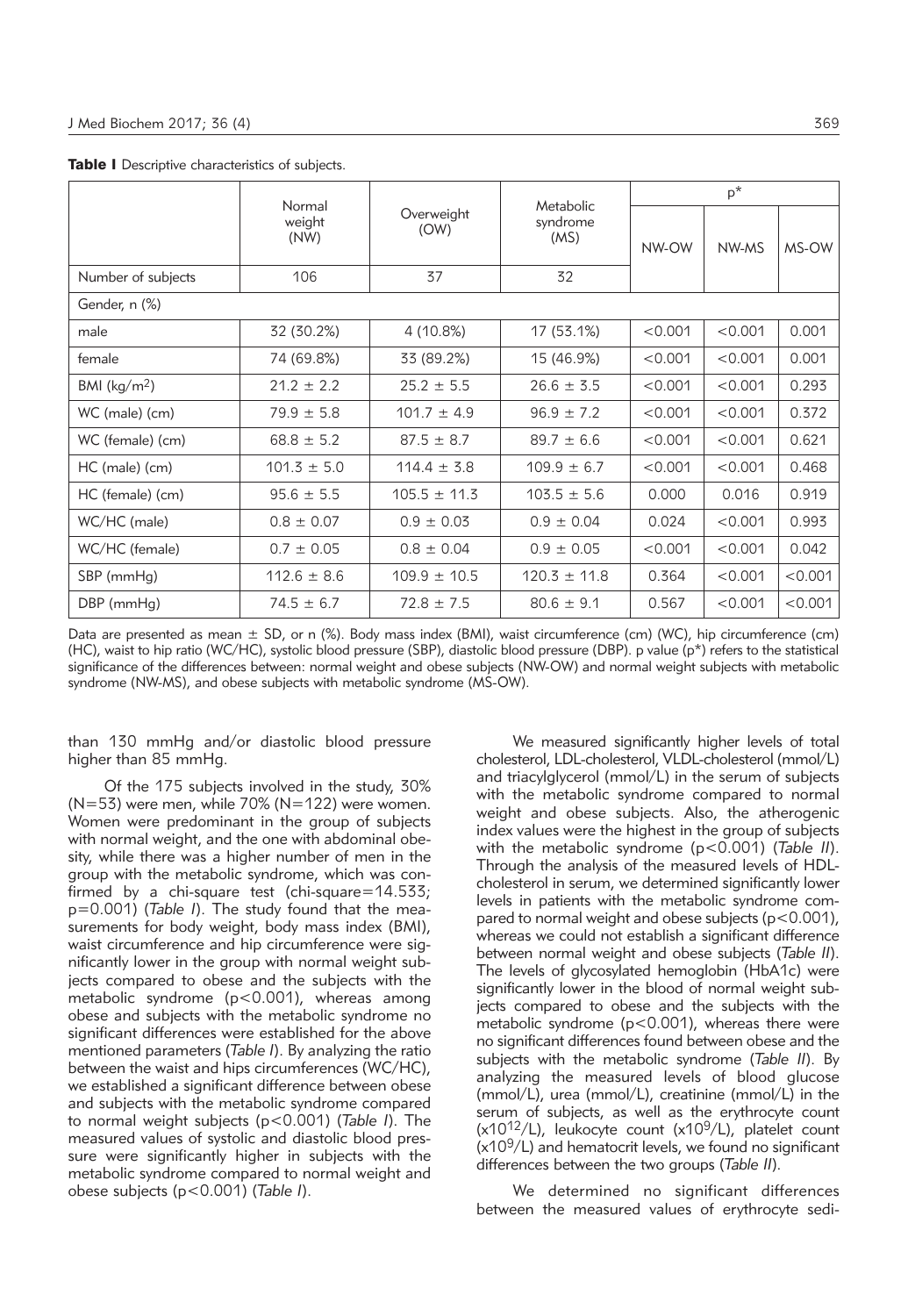**Table I** Descriptive characteristics of subjects.

| | Normal weight (NW) | Overweight (OW) | Metabolic syndrome (MS) | p* | | |
|---|---|---|---|---|---|---|
| | | | | NW-OW | NW-MS | MS-OW |
| Number of subjects | 106 | 37 | 32 | | | |
| Gender, n (%) | | | | | | |
| male | 32 (30.2%) | 4 (10.8%) | 17 (53.1%) | <0.001 | <0.001 | 0.001 |
| female | 74 (69.8%) | 33 (89.2%) | 15 (46.9%) | <0.001 | <0.001 | 0.001 |
| BMI (kg/m$^2$) | 21.2 ± 2.2 | 25.2 ± 5.5 | 26.6 ± 3.5 | <0.001 | <0.001 | 0.293 |
| WC (male) (cm) | 79.9 ± 5.8 | 101.7 ± 4.9 | 96.9 ± 7.2 | <0.001 | <0.001 | 0.372 |
| WC (female) (cm) | 68.8 ± 5.2 | 87.5 ± 8.7 | 89.7 ± 6.6 | <0.001 | <0.001 | 0.621 |
| HC (male) (cm) | 101.3 ± 5.0 | 114.4 ± 3.8 | 109.9 ± 6.7 | <0.001 | <0.001 | 0.468 |
| HC (female) (cm) | 95.6 ± 5.5 | 105.5 ± 11.3 | 103.5 ± 5.6 | 0.000 | 0.016 | 0.919 |
| WC/HC (male) | 0.8 ± 0.07 | 0.9 ± 0.03 | 0.9 ± 0.04 | 0.024 | <0.001 | 0.993 |
| WC/HC (female) | 0.7 ± 0.05 | 0.8 ± 0.04 | 0.9 ± 0.05 | <0.001 | <0.001 | 0.042 |
| SBP (mmHg) | 112.6 ± 8.6 | 109.9 ± 10.5 | 120.3 ± 11.8 | 0.364 | <0.001 | <0.001 |
| DBP (mmHg) | 74.5 ± 6.7 | 72.8 ± 7.5 | 80.6 ± 9.1 | 0.567 | <0.001 | <0.001 |

Data are presented as mean ± SD, or n (%). Body mass index (BMI), waist circumference (cm) (WC), hip circumference (cm) (HC), waist to hip ratio (WC/HC), systolic blood pressure (SBP), diastolic blood pressure (DBP). p value (p*) refers to the statistical significance of the differences between: normal weight and obese subjects (NW-OW) and normal weight subjects with metabolic syndrome (NW-MS), and obese subjects with metabolic syndrome (MS-OW).

than 130 mmHg and/or diastolic blood pressure higher than 85 mmHg.

Of the 175 subjects involved in the study, 30% (N=53) were men, while 70% (N=122) were women. Women were predominant in the group of subjects with normal weight, and the one with abdominal obesity, while there was a higher number of men in the group with the metabolic syndrome, which was confirmed by a chi-square test (chi-square=14.533; p=0.001) (*Table I*). The study found that the measurements for body weight, body mass index (BMI), waist circumference and hip circumference were significantly lower in the group with normal weight subjects compared to obese and the subjects with the metabolic syndrome ($p<0.001$), whereas among obese and subjects with the metabolic syndrome no significant differences were established for the above mentioned parameters (*Table I*). By analyzing the ratio between the waist and hips circumferences (WC/HC), we established a significant difference between obese and subjects with the metabolic syndrome compared to normal weight subjects ($p<0.001$) (*Table I*). The measured values of systolic and diastolic blood pressure were significantly higher in subjects with the metabolic syndrome compared to normal weight and obese subjects ($p<0.001$) (*Table I*).

We measured significantly higher levels of total cholesterol, LDL-cholesterol, VLDL-cholesterol (mmol/L) and triacylglycerol (mmol/L) in the serum of subjects with the metabolic syndrome compared to normal weight and obese subjects. Also, the atherogenic index values were the highest in the group of subjects with the metabolic syndrome ($p<0.001$) (*Table II*). Through the analysis of the measured levels of HDL-cholesterol in serum, we determined significantly lower levels in patients with the metabolic syndrome compared to normal weight and obese subjects ($p<0.001$), whereas we could not establish a significant difference between normal weight and obese subjects (*Table II*). The levels of glycosylated hemoglobin (HbA1c) were significantly lower in the blood of normal weight subjects compared to obese and the subjects with the metabolic syndrome ($p<0.001$), whereas there were no significant differences found between obese and the subjects with the metabolic syndrome (*Table II*). By analyzing the measured levels of blood glucose (mmol/L), urea (mmol/L), creatinine (mmol/L) in the serum of subjects, as well as the erythrocyte count ($\times 10^{12}$/L), leukocyte count ($\times 10^{9}$/L), platelet count ($\times 10^{9}$/L) and hematocrit levels, we found no significant differences between the two groups (*Table II*).

We determined no significant differences between the measured values of erythrocyte sedi-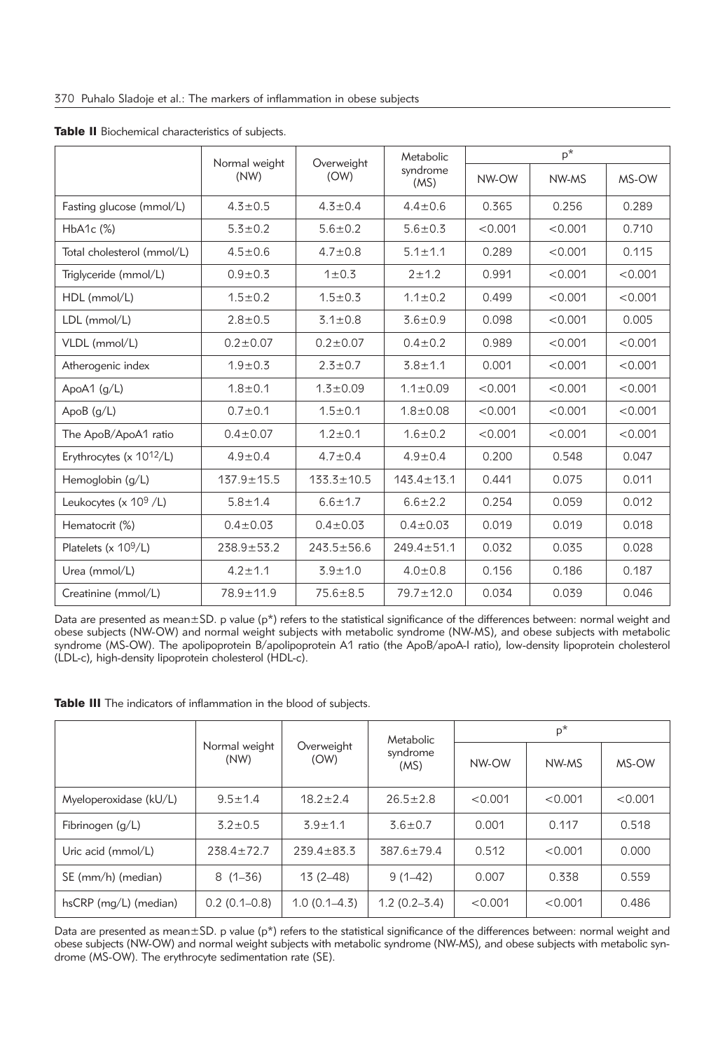**Table II** Biochemical characteristics of subjects.

| | Normal weight (NW) | Overweight (OW) | Metabolic syndrome (MS) | p* | | |
|---|---|---|---|---|---|---|
| | | | | NW-OW | NW-MS | MS-OW |
| Fasting glucose (mmol/L) | 4.3±0.5 | 4.3±0.4 | 4.4±0.6 | 0.365 | 0.256 | 0.289 |
| HbA1c (%) | 5.3±0.2 | 5.6±0.2 | 5.6±0.3 | <0.001 | <0.001 | 0.710 |
| Total cholesterol (mmol/L) | 4.5±0.6 | 4.7±0.8 | 5.1±1.1 | 0.289 | <0.001 | 0.115 |
| Triglyceride (mmol/L) | 0.9±0.3 | 1±0.3 | 2±1.2 | 0.991 | <0.001 | <0.001 |
| HDL (mmol/L) | 1.5±0.2 | 1.5±0.3 | 1.1±0.2 | 0.499 | <0.001 | <0.001 |
| LDL (mmol/L) | 2.8±0.5 | 3.1±0.8 | 3.6±0.9 | 0.098 | <0.001 | 0.005 |
| VLDL (mmol/L) | 0.2±0.07 | 0.2±0.07 | 0.4±0.2 | 0.989 | <0.001 | <0.001 |
| Atherogenic index | 1.9±0.3 | 2.3±0.7 | 3.8±1.1 | 0.001 | <0.001 | <0.001 |
| ApoA1 (g/L) | 1.8±0.1 | 1.3±0.09 | 1.1±0.09 | <0.001 | <0.001 | <0.001 |
| ApoB (g/L) | 0.7±0.1 | 1.5±0.1 | 1.8±0.08 | <0.001 | <0.001 | <0.001 |
| The ApoB/ApoA1 ratio | 0.4±0.07 | 1.2±0.1 | 1.6±0.2 | <0.001 | <0.001 | <0.001 |
| Erythrocytes (x $10^{12}$/L) | 4.9±0.4 | 4.7±0.4 | 4.9±0.4 | 0.200 | 0.548 | 0.047 |
| Hemoglobin (g/L) | 137.9±15.5 | 133.3±10.5 | 143.4±13.1 | 0.441 | 0.075 | 0.011 |
| Leukocytes (x $10^{9}$ /L) | 5.8±1.4 | 6.6±1.7 | 6.6±2.2 | 0.254 | 0.059 | 0.012 |
| Hematocrit (%) | 0.4±0.03 | 0.4±0.03 | 0.4±0.03 | 0.019 | 0.019 | 0.018 |
| Platelets (x $10^{9}$/L) | 238.9±53.2 | 243.5±56.6 | 249.4±51.1 | 0.032 | 0.035 | 0.028 |
| Urea (mmol/L) | 4.2±1.1 | 3.9±1.0 | 4.0±0.8 | 0.156 | 0.186 | 0.187 |
| Creatinine (mmol/L) | 78.9±11.9 | 75.6±8.5 | 79.7±12.0 | 0.034 | 0.039 | 0.046 |

Data are presented as mean±SD. p value (p*) refers to the statistical significance of the differences between: normal weight and obese subjects (NW-OW) and normal weight subjects with metabolic syndrome (NW-MS), and obese subjects with metabolic syndrome (MS-OW). The apolipoprotein B/apolipoprotein A1 ratio (the ApoB/apoA-I ratio), low-density lipoprotein cholesterol (LDL-c), high-density lipoprotein cholesterol (HDL-c).

**Table III** The indicators of inflammation in the blood of subjects.

| | Normal weight (NW) | Overweight (OW) | Metabolic syndrome (MS) | p* | | |
|---|---|---|---|---|---|---|
| | | | | NW-OW | NW-MS | MS-OW |
| Myeloperoxidase (kU/L) | 9.5±1.4 | 18.2±2.4 | 26.5±2.8 | <0.001 | <0.001 | <0.001 |
| Fibrinogen (g/L) | 3.2±0.5 | 3.9±1.1 | 3.6±0.7 | 0.001 | 0.117 | 0.518 |
| Uric acid (mmol/L) | 238.4±72.7 | 239.4±83.3 | 387.6±79.4 | 0.512 | <0.001 | 0.000 |
| SE (mm/h) (median) | 8 (1–36) | 13 (2–48) | 9 (1–42) | 0.007 | 0.338 | 0.559 |
| hsCRP (mg/L) (median) | 0.2 (0.1–0.8) | 1.0 (0.1–4.3) | 1.2 (0.2–3.4) | <0.001 | <0.001 | 0.486 |

Data are presented as mean±SD. p value (p*) refers to the statistical significance of the differences between: normal weight and obese subjects (NW-OW) and normal weight subjects with metabolic syndrome (NW-MS), and obese subjects with metabolic syndrome (MS-OW). The erythrocyte sedimentation rate (SE).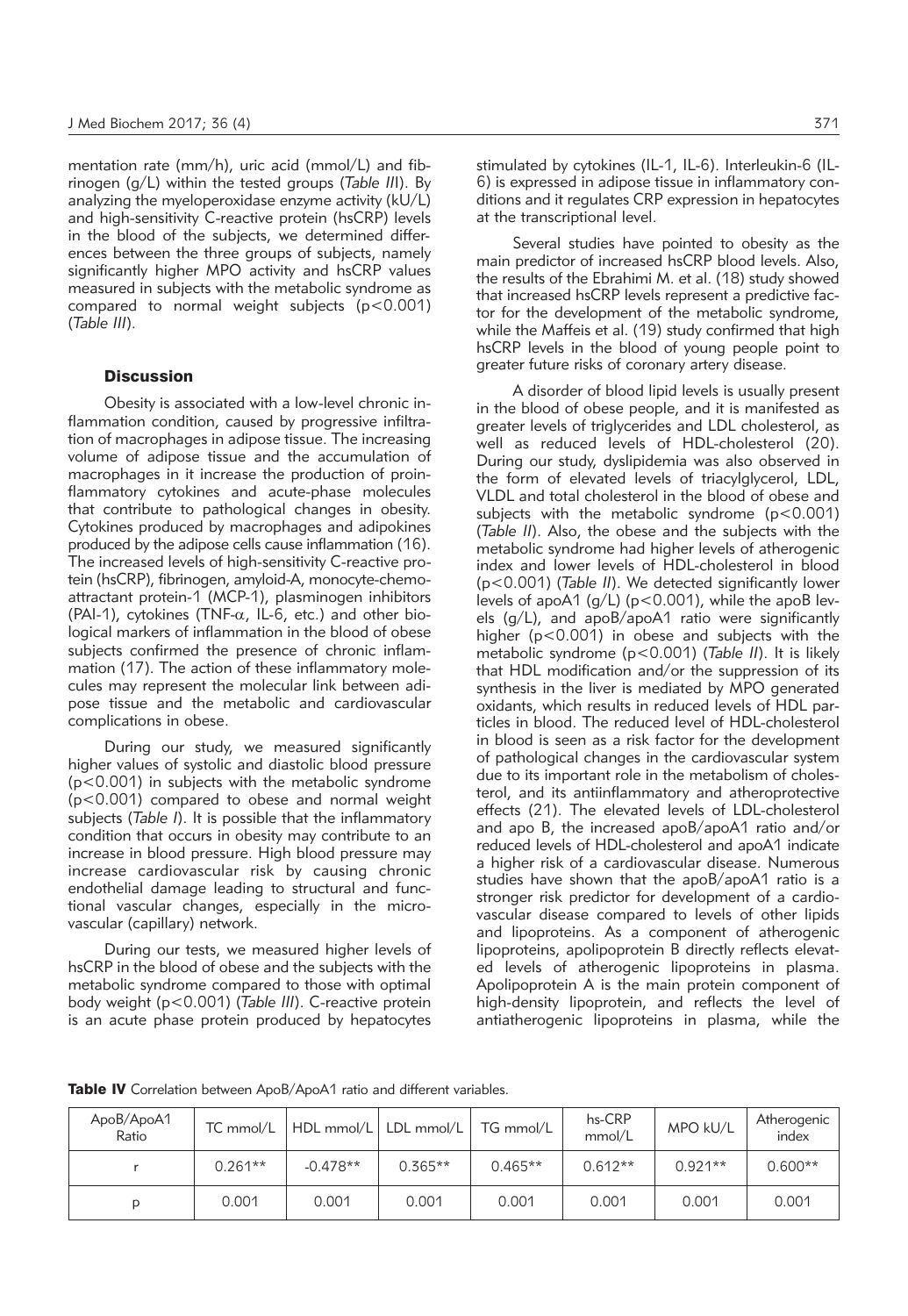mentation rate (mm/h), uric acid (mmol/L) and fibrinogen (g/L) within the tested groups (*Table III*). By analyzing the myeloperoxidase enzyme activity (kU/L) and high-sensitivity C-reactive protein (hsCRP) levels in the blood of the subjects, we determined differences between the three groups of subjects, namely significantly higher MPO activity and hsCRP values measured in subjects with the metabolic syndrome as compared to normal weight subjects ($p<0.001$) (*Table III*).

## Discussion

Obesity is associated with a low-level chronic inflammation condition, caused by progressive infiltration of macrophages in adipose tissue. The increasing volume of adipose tissue and the accumulation of macrophages in it increase the production of proinflammatory cytokines and acute-phase molecules that contribute to pathological changes in obesity. Cytokines produced by macrophages and adipokines produced by the adipose cells cause inflammation (16). The increased levels of high-sensitivity C-reactive protein (hsCRP), fibrinogen, amyloid-A, monocyte-chemoattractant protein-1 (MCP-1), plasminogen inhibitors (PAI-1), cytokines (TNF-$\alpha$, IL-6, etc.) and other biological markers of inflammation in the blood of obese subjects confirmed the presence of chronic inflammation (17). The action of these inflammatory molecules may represent the molecular link between adipose tissue and the metabolic and cardiovascular complications in obese.

During our study, we measured significantly higher values of systolic and diastolic blood pressure ($p<0.001$) in subjects with the metabolic syndrome ($p<0.001$) compared to obese and normal weight subjects (*Table I*). It is possible that the inflammatory condition that occurs in obesity may contribute to an increase in blood pressure. High blood pressure may increase cardiovascular risk by causing chronic endothelial damage leading to structural and functional vascular changes, especially in the microvascular (capillary) network.

During our tests, we measured higher levels of hsCRP in the blood of obese and the subjects with the metabolic syndrome compared to those with optimal body weight ($p<0.001$) (*Table III*). C-reactive protein is an acute phase protein produced by hepatocytes stimulated by cytokines (IL-1, IL-6). Interleukin-6 (IL-6) is expressed in adipose tissue in inflammatory conditions and it regulates CRP expression in hepatocytes at the transcriptional level.

Several studies have pointed to obesity as the main predictor of increased hsCRP blood levels. Also, the results of the Ebrahimi M. et al. (18) study showed that increased hsCRP levels represent a predictive factor for the development of the metabolic syndrome, while the Maffeis et al. (19) study confirmed that high hsCRP levels in the blood of young people point to greater future risks of coronary artery disease.

A disorder of blood lipid levels is usually present in the blood of obese people, and it is manifested as greater levels of triglycerides and LDL cholesterol, as well as reduced levels of HDL-cholesterol (20). During our study, dyslipidemia was also observed in the form of elevated levels of triacylglycerol, LDL, VLDL and total cholesterol in the blood of obese and subjects with the metabolic syndrome ($p<0.001$) (*Table II*). Also, the obese and the subjects with the metabolic syndrome had higher levels of atherogenic index and lower levels of HDL-cholesterol in blood ($p<0.001$) (*Table II*). We detected significantly lower levels of apoA1 (g/L) ($p<0.001$), while the apoB levels (g/L), and apoB/apoA1 ratio were significantly higher ($p<0.001$) in obese and subjects with the metabolic syndrome ($p<0.001$) (*Table II*). It is likely that HDL modification and/or the suppression of its synthesis in the liver is mediated by MPO generated oxidants, which results in reduced levels of HDL particles in blood. The reduced level of HDL-cholesterol in blood is seen as a risk factor for the development of pathological changes in the cardiovascular system due to its important role in the metabolism of cholesterol, and its antiinflammatory and atheroprotective effects (21). The elevated levels of LDL-cholesterol and apo B, the increased apoB/apoA1 ratio and/or reduced levels of HDL-cholesterol and apoA1 indicate a higher risk of a cardiovascular disease. Numerous studies have shown that the apoB/apoA1 ratio is a stronger risk predictor for development of a cardiovascular disease compared to levels of other lipids and lipoproteins. As a component of atherogenic lipoproteins, apolipoprotein B directly reflects elevated levels of atherogenic lipoproteins in plasma. Apolipoprotein A is the main protein component of high-density lipoprotein, and reflects the level of antiatherogenic lipoproteins in plasma, while the

**Table IV** Correlation between ApoB/ApoA1 ratio and different variables.

| ApoB/ApoA1 Ratio | TC mmol/L | HDL mmol/L | LDL mmol/L | TG mmol/L | hs-CRP mmol/L | MPO kU/L | Atherogenic index |
|---|---|---|---|---|---|---|---|
| r | 0.261** | -0.478** | 0.365** | 0.465** | 0.612** | 0.921** | 0.600** |
| p | 0.001 | 0.001 | 0.001 | 0.001 | 0.001 | 0.001 | 0.001 |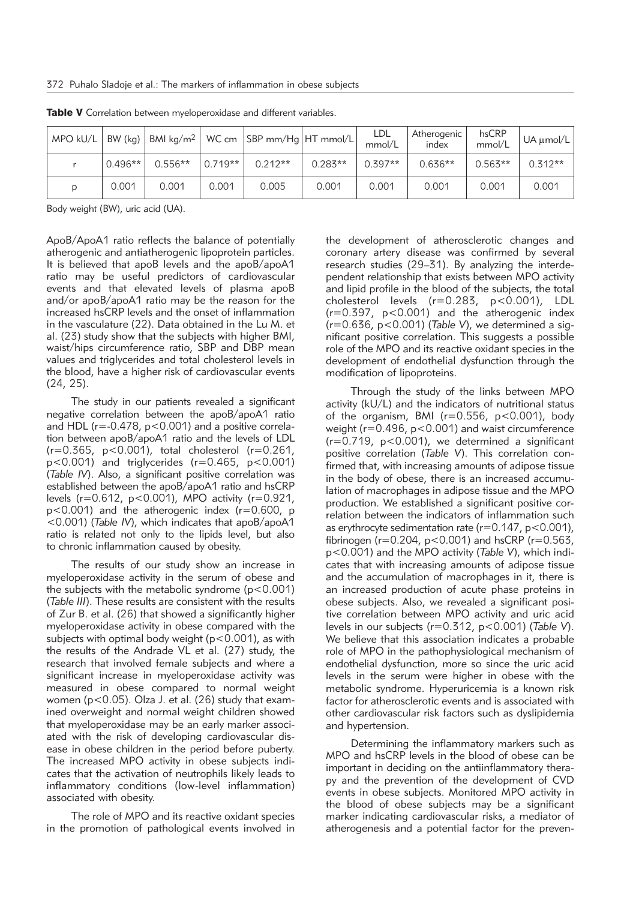**Table V** Correlation between myeloperoxidase and different variables.

| MPO kU/L | BW (kg) | BMI kg/m$^2$ | WC cm | SBP mm/Hg | HT mmol/L | LDL mmol/L | Atherogenic index | hsCRP mmol/L | UA μmol/L |
|---|---|---|---|---|---|---|---|---|---|
| r | 0.496** | 0.556** | 0.719** | 0.212** | 0.283** | 0.397** | 0.636** | 0.563** | 0.312** |
| p | 0.001 | 0.001 | 0.001 | 0.005 | 0.001 | 0.001 | 0.001 | 0.001 | 0.001 |

Body weight (BW), uric acid (UA).

ApoB/ApoA1 ratio reflects the balance of potentially atherogenic and antiatherogenic lipoprotein particles. It is believed that apoB levels and the apoB/apoA1 ratio may be useful predictors of cardiovascular events and that elevated levels of plasma apoB and/or apoB/apoA1 ratio may be the reason for the increased hsCRP levels and the onset of inflammation in the vasculature (22). Data obtained in the Lu M. et al. (23) study show that the subjects with higher BMI, waist/hips circumference ratio, SBP and DBP mean values and triglycerides and total cholesterol levels in the blood, have a higher risk of cardiovascular events (24, 25).

The study in our patients revealed a significant negative correlation between the apoB/apoA1 ratio and HDL ($r=-0.478$, $p<0.001$) and a positive correlation between apoB/apoA1 ratio and the levels of LDL ($r=0.365$, $p<0.001$), total cholesterol ($r=0.261$, $p<0.001$) and triglycerides ($r=0.465$, $p<0.001$) (*Table IV*). Also, a significant positive correlation was established between the apoB/apoA1 ratio and hsCRP levels ($r=0.612$, $p<0.001$), MPO activity ($r=0.921$, $p<0.001$) and the atherogenic index ($r=0.600$, $p<0.001$) (*Table IV*), which indicates that apoB/apoA1 ratio is related not only to the lipids level, but also to chronic inflammation caused by obesity.

The results of our study show an increase in myeloperoxidase activity in the serum of obese and the subjects with the metabolic syndrome ($p<0.001$) (*Table III*). These results are consistent with the results of Zur B. et al. (26) that showed a significantly higher myeloperoxidase activity in obese compared with the subjects with optimal body weight ($p<0.001$), as with the results of the Andrade VL et al. (27) study, the research that involved female subjects and where a significant increase in myeloperoxidase activity was measured in obese compared to normal weight women ($p<0.05$). Olza J. et al. (26) study that examined overweight and normal weight children showed that myeloperoxidase may be an early marker associated with the risk of developing cardiovascular disease in obese children in the period before puberty. The increased MPO activity in obese subjects indicates that the activation of neutrophils likely leads to inflammatory conditions (low-level inflammation) associated with obesity.

The role of MPO and its reactive oxidant species in the promotion of pathological events involved in the development of atherosclerotic changes and coronary artery disease was confirmed by several research studies (29–31). By analyzing the interdependent relationship that exists between MPO activity and lipid profile in the blood of the subjects, the total cholesterol levels ($r=0.283$, $p<0.001$), LDL ($r=0.397$, $p<0.001$) and the atherogenic index ($r=0.636$, $p<0.001$) (*Table V*), we determined a significant positive correlation. This suggests a possible role of the MPO and its reactive oxidant species in the development of endothelial dysfunction through the modification of lipoproteins.

Through the study of the links between MPO activity (kU/L) and the indicators of nutritional status of the organism, BMI ($r=0.556$, $p<0.001$), body weight ($r=0.496$, $p<0.001$) and waist circumference ($r=0.719$, $p<0.001$), we determined a significant positive correlation (*Table V*). This correlation confirmed that, with increasing amounts of adipose tissue in the body of obese, there is an increased accumulation of macrophages in adipose tissue and the MPO production. We established a significant positive correlation between the indicators of inflammation such as erythrocyte sedimentation rate ($r=0.147$, $p<0.001$), fibrinogen ($r=0.204$, $p<0.001$) and hsCRP ($r=0.563$, $p<0.001$) and the MPO activity (*Table V*), which indicates that with increasing amounts of adipose tissue and the accumulation of macrophages in it, there is an increased production of acute phase proteins in obese subjects. Also, we revealed a significant positive correlation between MPO activity and uric acid levels in our subjects ($r=0.312$, $p<0.001$) (*Table V*). We believe that this association indicates a probable role of MPO in the pathophysiological mechanism of endothelial dysfunction, more so since the uric acid levels in the serum were higher in obese with the metabolic syndrome. Hyperuricemia is a known risk factor for atherosclerotic events and is associated with other cardiovascular risk factors such as dyslipidemia and hypertension.

Determining the inflammatory markers such as MPO and hsCRP levels in the blood of obese can be important in deciding on the antiinflammatory therapy and the prevention of the development of CVD events in obese subjects. Monitored MPO activity in the blood of obese subjects may be a significant marker indicating cardiovascular risks, a mediator of atherogenesis and a potential factor for the preven-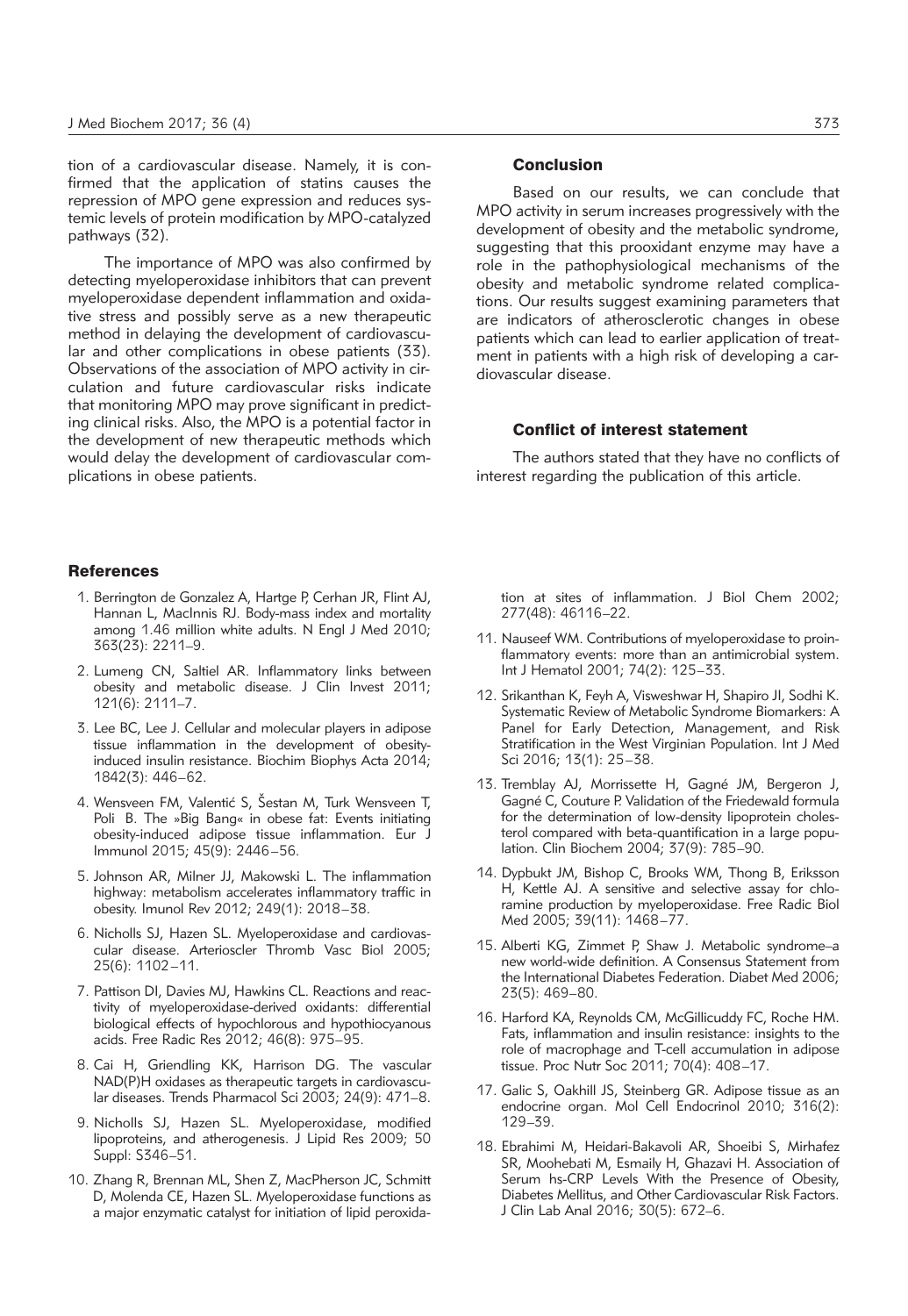tion of a cardiovascular disease. Namely, it is confirmed that the application of statins causes the repression of MPO gene expression and reduces systemic levels of protein modification by MPO-catalyzed pathways (32).

The importance of MPO was also confirmed by detecting myeloperoxidase inhibitors that can prevent myeloperoxidase dependent inflammation and oxidative stress and possibly serve as a new therapeutic method in delaying the development of cardiovascular and other complications in obese patients (33). Observations of the association of MPO activity in circulation and future cardiovascular risks indicate that monitoring MPO may prove significant in predicting clinical risks. Also, the MPO is a potential factor in the development of new therapeutic methods which would delay the development of cardiovascular complications in obese patients.

## Conclusion

Based on our results, we can conclude that MPO activity in serum increases progressively with the development of obesity and the metabolic syndrome, suggesting that this prooxidant enzyme may have a role in the pathophysiological mechanisms of the obesity and metabolic syndrome related complications. Our results suggest examining parameters that are indicators of atherosclerotic changes in obese patients which can lead to earlier application of treatment in patients with a high risk of developing a cardiovascular disease.

## Conflict of interest statement

The authors stated that they have no conflicts of interest regarding the publication of this article.

## References

1. Berrington de Gonzalez A, Hartge P, Cerhan JR, Flint AJ, Hannan L, MacInnis RJ. Body-mass index and mortality among 1.46 million white adults. N Engl J Med 2010; 363(23): 2211–9.
2. Lumeng CN, Saltiel AR. Inflammatory links between obesity and metabolic disease. J Clin Invest 2011; 121(6): 2111–7.
3. Lee BC, Lee J. Cellular and molecular players in adipose tissue inflammation in the development of obesity-induced insulin resistance. Biochim Biophys Acta 2014; 1842(3): 446–62.
4. Wensveen FM, Valentić S, Šestan M, Turk Wensveen T, Poli B. The »Big Bang« in obese fat: Events initiating obesity-induced adipose tissue inflammation. Eur J Immunol 2015; 45(9): 2446–56.
5. Johnson AR, Milner JJ, Makowski L. The inflammation highway: metabolism accelerates inflammatory traffic in obesity. Imunol Rev 2012; 249(1): 2018–38.
6. Nicholls SJ, Hazen SL. Myeloperoxidase and cardiovascular disease. Arterioscler Thromb Vasc Biol 2005; 25(6): 1102–11.
7. Pattison DI, Davies MJ, Hawkins CL. Reactions and reactivity of myeloperoxidase-derived oxidants: differential biological effects of hypochlorous and hypothiocyanous acids. Free Radic Res 2012; 46(8): 975–95.
8. Cai H, Griendling KK, Harrison DG. The vascular NAD(P)H oxidases as therapeutic targets in cardiovascular diseases. Trends Pharmacol Sci 2003; 24(9): 471–8.
9. Nicholls SJ, Hazen SL. Myeloperoxidase, modified lipoproteins, and atherogenesis. J Lipid Res 2009; 50 Suppl: S346–51.
10. Zhang R, Brennan ML, Shen Z, MacPherson JC, Schmitt D, Molenda CE, Hazen SL. Myeloperoxidase functions as a major enzymatic catalyst for initiation of lipid peroxidation at sites of inflammation. J Biol Chem 2002; 277(48): 46116–22.
11. Nauseef WM. Contributions of myeloperoxidase to proinflammatory events: more than an antimicrobial system. Int J Hematol 2001; 74(2): 125–33.
12. Srikanthan K, Feyh A, Visweshwar H, Shapiro JI, Sodhi K. Systematic Review of Metabolic Syndrome Biomarkers: A Panel for Early Detection, Management, and Risk Stratification in the West Virginian Population. Int J Med Sci 2016; 13(1): 25–38.
13. Tremblay AJ, Morrissette H, Gagné JM, Bergeron J, Gagné C, Couture P. Validation of the Friedewald formula for the determination of low-density lipoprotein cholesterol compared with beta-quantification in a large population. Clin Biochem 2004; 37(9): 785–90.
14. Dypbukt JM, Bishop C, Brooks WM, Thong B, Eriksson H, Kettle AJ. A sensitive and selective assay for chloramine production by myeloperoxidase. Free Radic Biol Med 2005; 39(11): 1468–77.
15. Alberti KG, Zimmet P, Shaw J. Metabolic syndrome–a new world-wide definition. A Consensus Statement from the International Diabetes Federation. Diabet Med 2006; 23(5): 469–80.
16. Harford KA, Reynolds CM, McGillicuddy FC, Roche HM. Fats, inflammation and insulin resistance: insights to the role of macrophage and T-cell accumulation in adipose tissue. Proc Nutr Soc 2011; 70(4): 408–17.
17. Galic S, Oakhill JS, Steinberg GR. Adipose tissue as an endocrine organ. Mol Cell Endocrinol 2010; 316(2): 129–39.
18. Ebrahimi M, Heidari-Bakavoli AR, Shoeibi S, Mirhafez SR, Moohebati M, Esmaily H, Ghazavi H. Association of Serum hs-CRP Levels With the Presence of Obesity, Diabetes Mellitus, and Other Cardiovascular Risk Factors. J Clin Lab Anal 2016; 30(5): 672–6.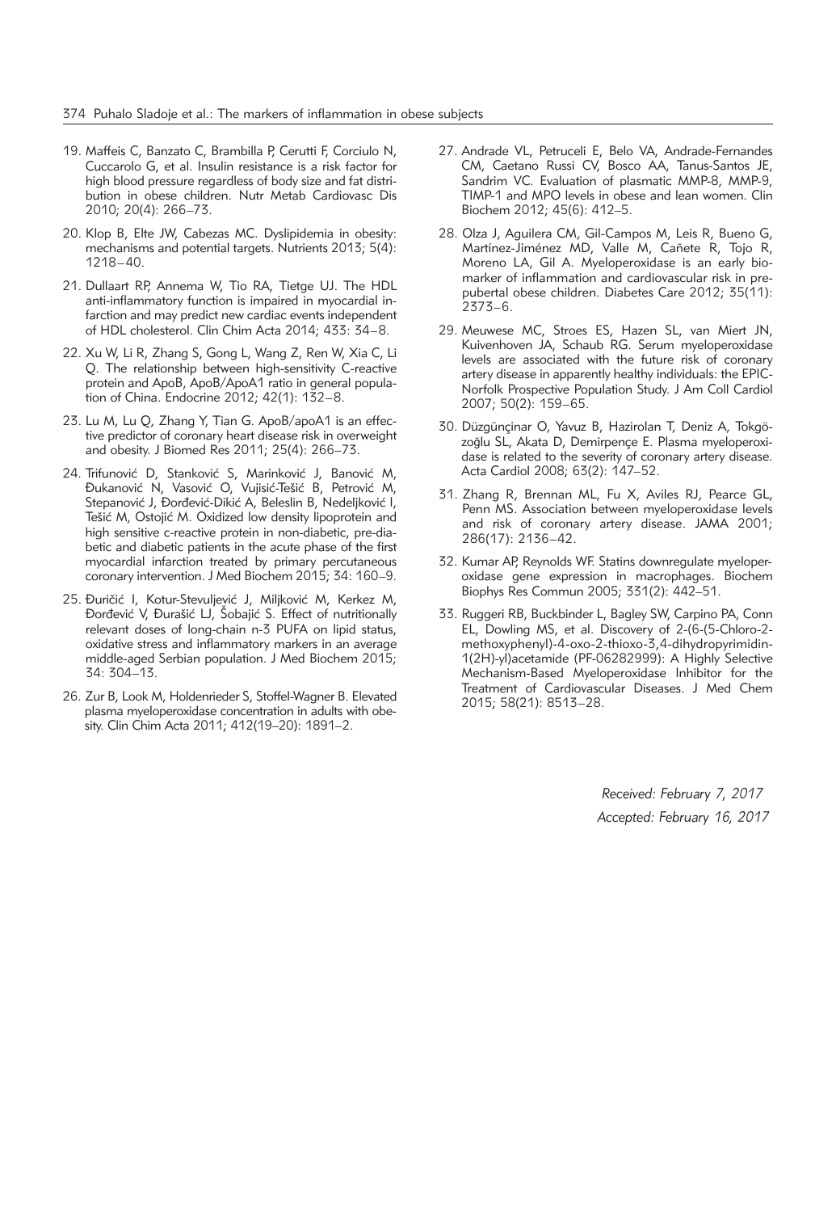19. Maffeis C, Banzato C, Brambilla P, Cerutti F, Corciulo N, Cuccarolo G, et al. Insulin resistance is a risk factor for high blood pressure regardless of body size and fat distribution in obese children. Nutr Metab Cardiovasc Dis 2010; 20(4): 266–73.

20. Klop B, Elte JW, Cabezas MC. Dyslipidemia in obesity: mechanisms and potential targets. Nutrients 2013; 5(4): 1218–40.

21. Dullaart RP, Annema W, Tio RA, Tietge UJ. The HDL anti-inflammatory function is impaired in myocardial infarction and may predict new cardiac events independent of HDL cholesterol. Clin Chim Acta 2014; 433: 34–8.

22. Xu W, Li R, Zhang S, Gong L, Wang Z, Ren W, Xia C, Li Q. The relationship between high-sensitivity C-reactive protein and ApoB, ApoB/ApoA1 ratio in general population of China. Endocrine 2012; 42(1): 132–8.

23. Lu M, Lu Q, Zhang Y, Tian G. ApoB/apoA1 is an effective predictor of coronary heart disease risk in overweight and obesity. J Biomed Res 2011; 25(4): 266–73.

24. Trifunović D, Stanković S, Marinković J, Banović M, Đukanović N, Vasović O, Vujisić-Tešić B, Petrović M, Stepanović J, Đorđević-Dikić A, Beleslin B, Nedeljković I, Tešić M, Ostojić M. Oxidized low density lipoprotein and high sensitive c-reactive protein in non-diabetic, pre-diabetic and diabetic patients in the acute phase of the first myocardial infarction treated by primary percutaneous coronary intervention. J Med Biochem 2015; 34: 160–9.

25. Đuričić I, Kotur-Stevuljević J, Miljković M, Kerkez M, Đorđević V, Đurašić LJ, Šobajić S. Effect of nutritionally relevant doses of long-chain n-3 PUFA on lipid status, oxidative stress and inflammatory markers in an average middle-aged Serbian population. J Med Biochem 2015; 34: 304–13.

26. Zur B, Look M, Holdenrieder S, Stoffel-Wagner B. Elevated plasma myeloperoxidase concentration in adults with obesity. Clin Chim Acta 2011; 412(19–20): 1891–2.

27. Andrade VL, Petruceli E, Belo VA, Andrade-Fernandes CM, Caetano Russi CV, Bosco AA, Tanus-Santos JE, Sandrim VC. Evaluation of plasmatic MMP-8, MMP-9, TIMP-1 and MPO levels in obese and lean women. Clin Biochem 2012; 45(6): 412–5.

28. Olza J, Aguilera CM, Gil-Campos M, Leis R, Bueno G, Martínez-Jiménez MD, Valle M, Cañete R, Tojo R, Moreno LA, Gil A. Myeloperoxidase is an early biomarker of inflammation and cardiovascular risk in prepubertal obese children. Diabetes Care 2012; 35(11): 2373–6.

29. Meuwese MC, Stroes ES, Hazen SL, van Miert JN, Kuivenhoven JA, Schaub RG. Serum myeloperoxidase levels are associated with the future risk of coronary artery disease in apparently healthy individuals: the EPIC-Norfolk Prospective Population Study. J Am Coll Cardiol 2007; 50(2): 159–65.

30. Düzgünçinar O, Yavuz B, Hazirolan T, Deniz A, Tokgözoğlu SL, Akata D, Demirpençe E. Plasma myeloperoxidase is related to the severity of coronary artery disease. Acta Cardiol 2008; 63(2): 147–52.

31. Zhang R, Brennan ML, Fu X, Aviles RJ, Pearce GL, Penn MS. Association between myeloperoxidase levels and risk of coronary artery disease. JAMA 2001; 286(17): 2136–42.

32. Kumar AP, Reynolds WF. Statins downregulate myeloperoxidase gene expression in macrophages. Biochem Biophys Res Commun 2005; 331(2): 442–51.

33. Ruggeri RB, Buckbinder L, Bagley SW, Carpino PA, Conn EL, Dowling MS, et al. Discovery of 2-(6-(5-Chloro-2-methoxyphenyl)-4-oxo-2-thioxo-3,4-dihydropyrimidin-1(2H)-yl)acetamide (PF-06282999): A Highly Selective Mechanism-Based Myeloperoxidase Inhibitor for the Treatment of Cardiovascular Diseases. J Med Chem 2015; 58(21): 8513–28.

*Received: February 7, 2017*

*Accepted: February 16, 2017*